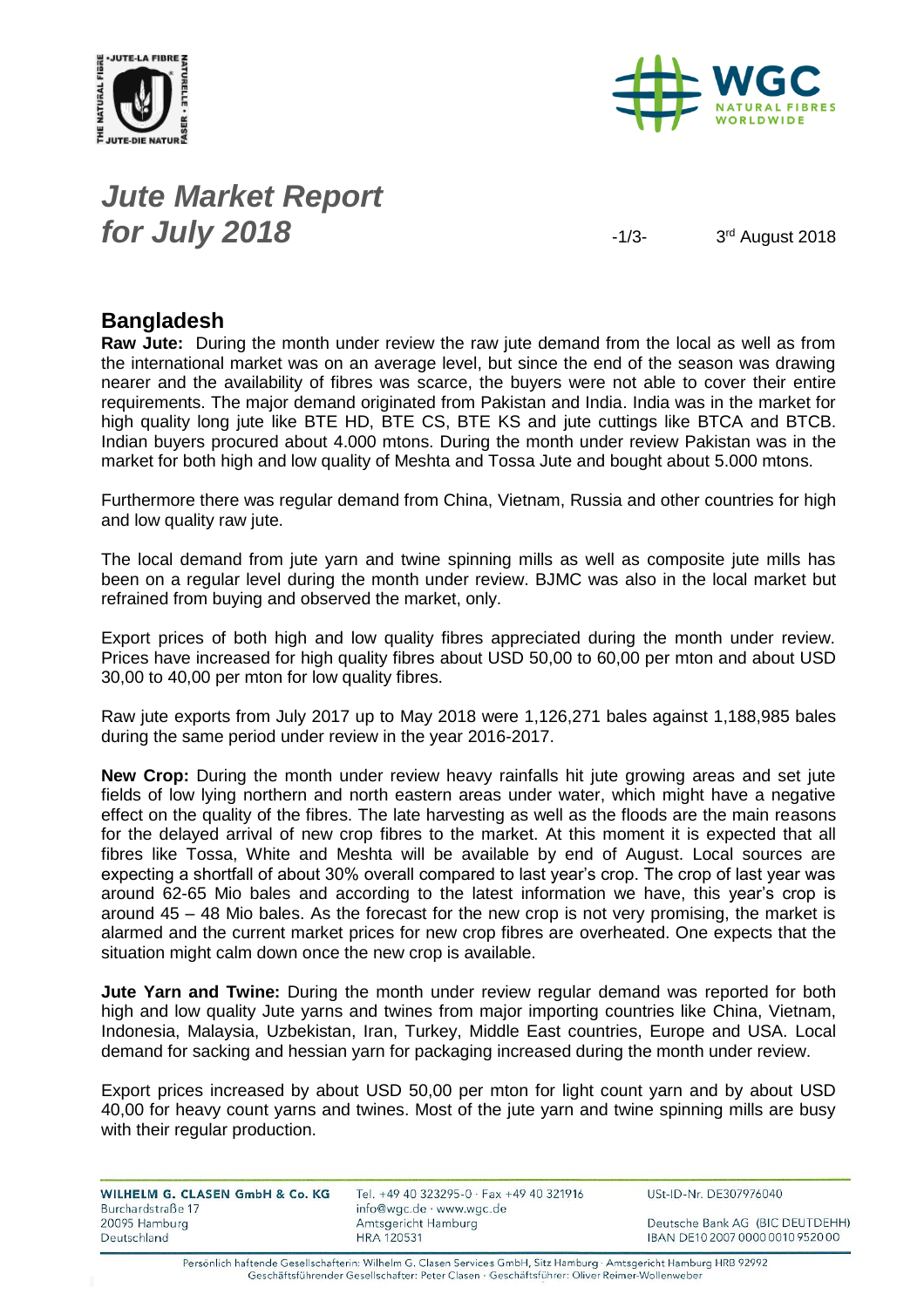# *Jute Market Report for July 2018*

3rd August 2018

## Bangladesh

**Raw Jute:** During the month under review the raw jute demand from the local as well as from the international market was on an average level, but since the end of the season was drawing nearer and the availability of fibres was scarce, the buyers were not able to cover their entire requirements. The major demand originated from Pakistan and India. India was in the market for high quality long jute like BTE HD, BTE CS, BTE KS and jute cuttings like BTCA and BTCB. Indian buyers procured about 4.000 mtons. During the month under review Pakistan was in the market for both high and low quality of Meshta and Tossa Jute and bought about 5.000 mtons.

Furthermore there was regular demand from China, Vietnam, Russia and other countries for high and low quality raw jute.

The local demand from jute yarn and twine spinning mills as well as composite jute mills has been on a regular level during the month under review. BJMC was also in the local market but refrained from buying and observed the market, only.

Export prices of both high and low quality fibres appreciated during the month under review. Prices have increased for high quality fibres about USD 50,00 to 60,00 per mton and about USD 30,00 to 40,00 per mton for low quality fibres.

Raw jute exports from July 2017 up to May 2018 were 1,126,271 bales against 1,188,985 bales during the same period under review in the year 2016-2017.

**New Crop:** During the month under review heavy rainfalls hit jute growing areas and set jute fields of low lying northern and north eastern areas under water, which might have a negative effect on the quality of the fibres. The late harvesting as well as the floods are the main reasons for the delayed arrival of new crop fibres to the market. At this moment it is expected that all fibres like Tossa, White and Meshta will be available by end of August. Local sources are expecting a shortfall of about 30% overall compared to last year's crop. The crop of last year was around 62-65 Mio bales and according to the latest information we have, this year's crop is around 45 – 48 Mio bales. As the forecast for the new crop is not very promising, the market is alarmed and the current market prices for new crop fibres are overheated. One expects that the situation might calm down once the new crop is available.

**Jute Yarn and Twine:** During the month under review regular demand was reported for both high and low quality Jute yarns and twines from major importing countries like China, Vietnam, Indonesia, Malaysia, Uzbekistan, Iran, Turkey, Middle East countries, Europe and USA. Local demand for sacking and hessian yarn for packaging increased during the month under review.

Export prices increased by about USD 50,00 per mton for light count yarn and by about USD 40,00 for heavy count yarns and twines. Most of the jute yarn and twine spinning mills are busy with their regular production.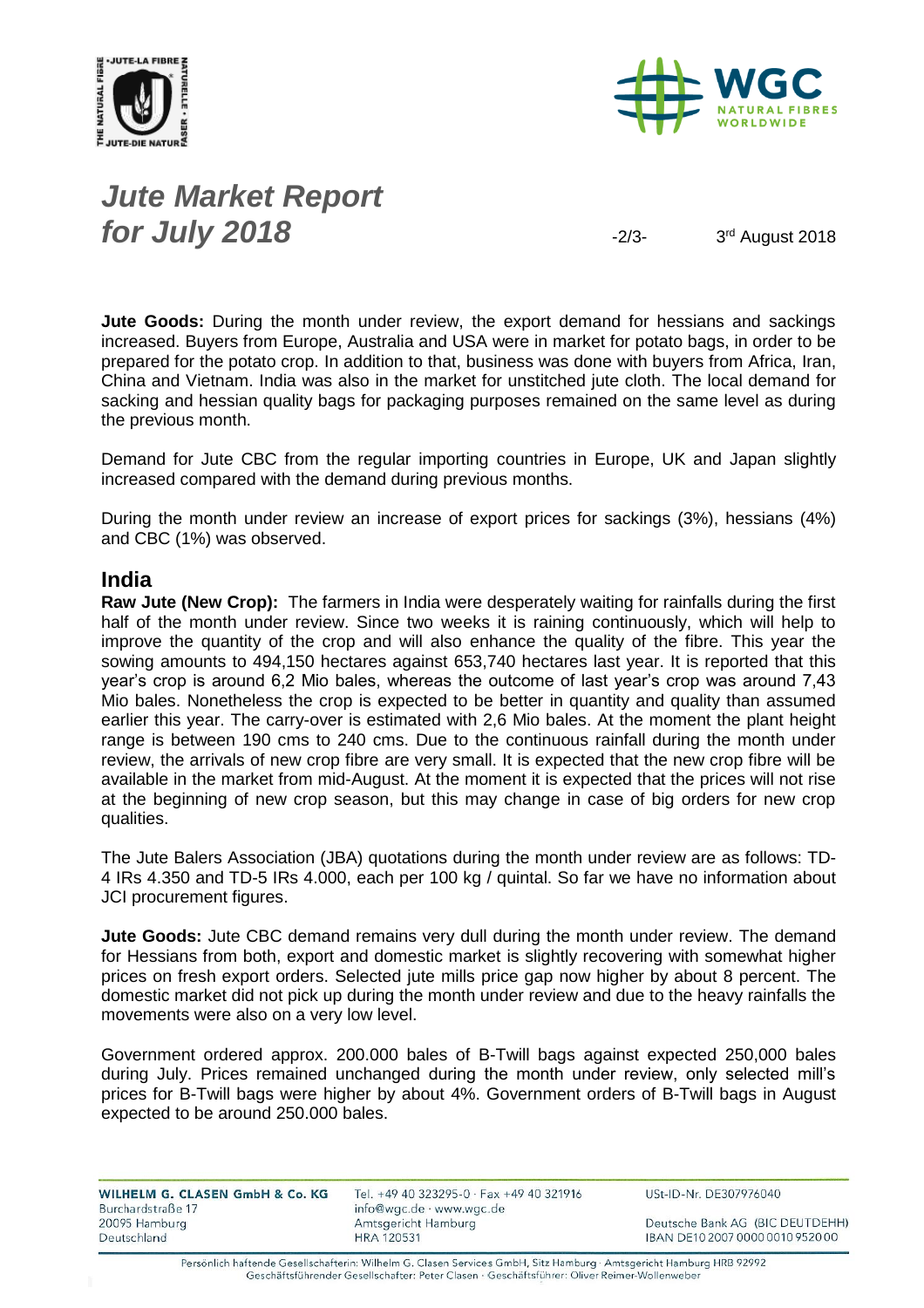# *Jute Market Report for July 2018*

3rd August 2018

**Jute Goods:** During the month under review, the export demand for hessians and sackings increased. Buyers from Europe, Australia and USA were in market for potato bags, in order to be prepared for the potato crop. In addition to that, business was done with buyers from Africa, Iran, China and Vietnam. India was also in the market for unstitched jute cloth. The local demand for sacking and hessian quality bags for packaging purposes remained on the same level as during the previous month.

Demand for Jute CBC from the regular importing countries in Europe, UK and Japan slightly increased compared with the demand during previous months.

During the month under review an increase of export prices for sackings (3%), hessians (4%) and CBC (1%) was observed.

## India

**Raw Jute (New Crop):** The farmers in India were desperately waiting for rainfalls during the first half of the month under review. Since two weeks it is raining continuously, which will help to improve the quantity of the crop and will also enhance the quality of the fibre. This year the sowing amounts to 494,150 hectares against 653,740 hectares last year. It is reported that this year's crop is around 6,2 Mio bales, whereas the outcome of last year's crop was around 7,43 Mio bales. Nonetheless the crop is expected to be better in quantity and quality than assumed earlier this year. The carry-over is estimated with 2,6 Mio bales. At the moment the plant height range is between 190 cms to 240 cms. Due to the continuous rainfall during the month under review, the arrivals of new crop fibre are very small. It is expected that the new crop fibre will be available in the market from mid-August. At the moment it is expected that the prices will not rise at the beginning of new crop season, but this may change in case of big orders for new crop qualities.

The Jute Balers Association (JBA) quotations during the month under review are as follows: TD-4 IRs 4.350 and TD-5 IRs 4.000, each per 100 kg / quintal. So far we have no information about JCI procurement figures.

**Jute Goods:** Jute CBC demand remains very dull during the month under review. The demand for Hessians from both, export and domestic market is slightly recovering with somewhat higher prices on fresh export orders. Selected jute mills price gap now higher by about 8 percent. The domestic market did not pick up during the month under review and due to the heavy rainfalls the movements were also on a very low level.

Government ordered approx. 200.000 bales of B-Twill bags against expected 250,000 bales during July. Prices remained unchanged during the month under review, only selected mill's prices for B-Twill bags were higher by about 4%. Government orders of B-Twill bags in August expected to be around 250.000 bales.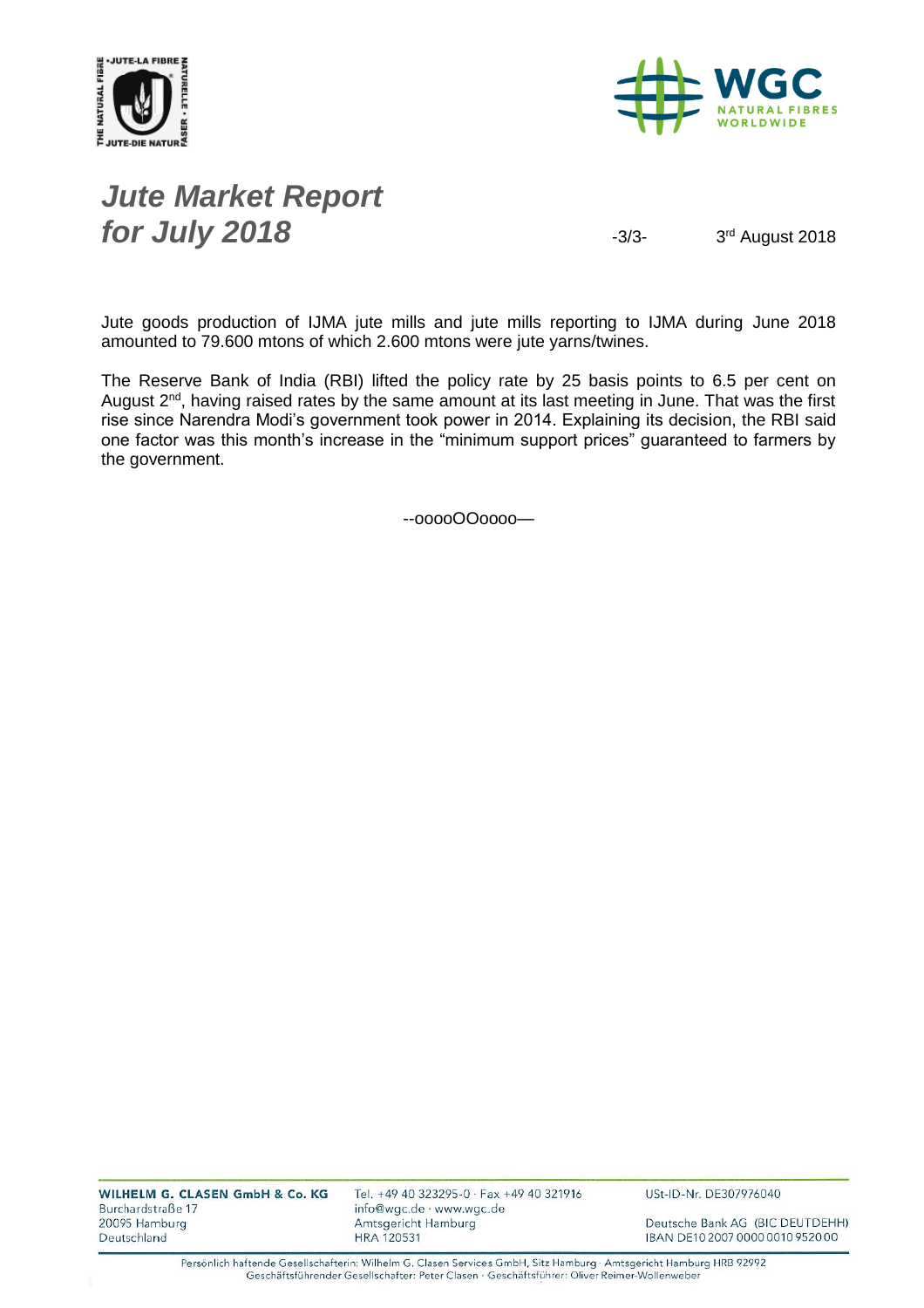Jute goods production of IJMA jute mills and jute mills reporting to IJMA during June 2018 amounted to 79.600 mtons of which 2.600 mtons were jute yarns/twines.

The Reserve Bank of India (RBI) lifted the policy rate by 25 basis points to 6.5 per cent on August 2nd, having raised rates by the same amount at its last meeting in June. That was the first rise since Narendra Modi's government took power in 2014. Explaining its decision, the RBI said one factor was this month's increase in the "minimum support prices" guaranteed to farmers by the government.

--ooooOOoooo—